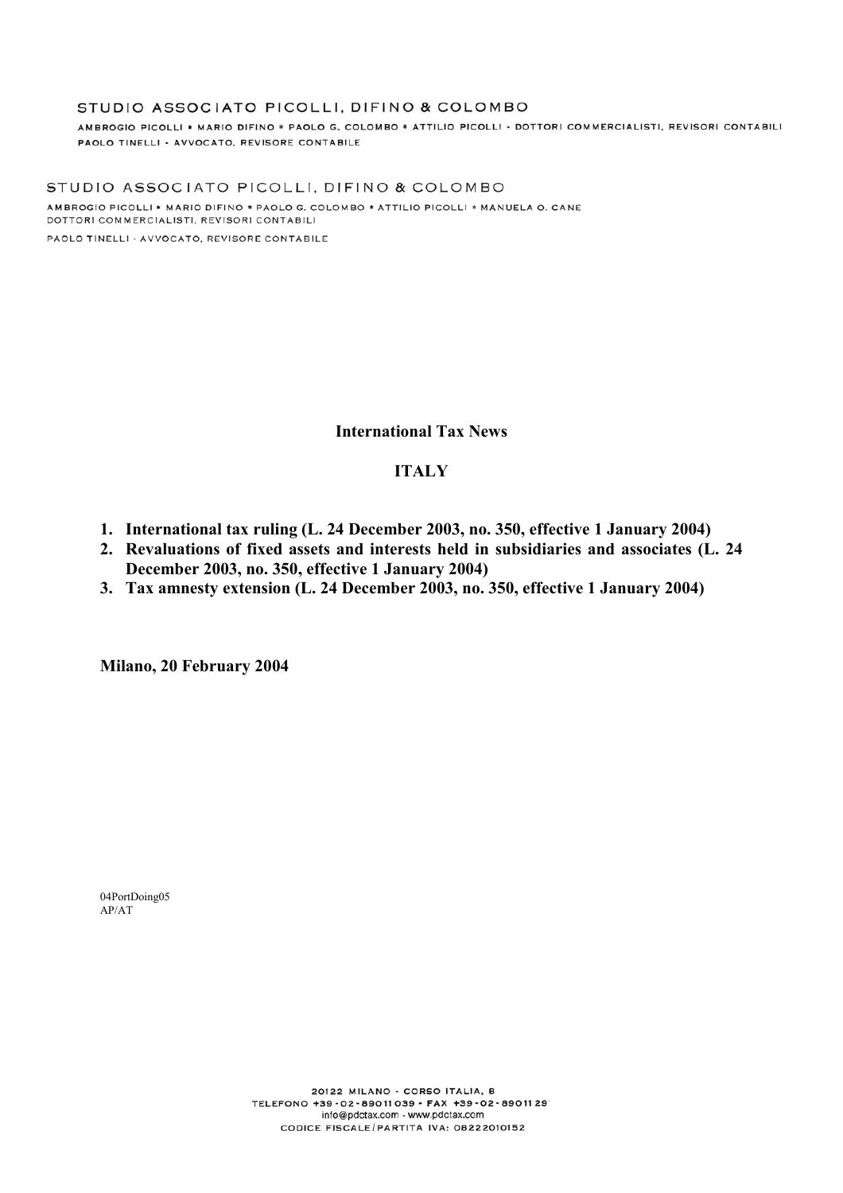STUDIO ASSOCIATO PICOLLI, DIFINO & COLOMBO

AMBROGIO PICOLLI * MARIO DIFINO * PAOLO G. COLOMBO * ATTILIO PICOLLI - DOTTORI COMMERCIALISTI, REVISORI CONTABILI
PAOLO TINELLI - AVVOCATO, REVISORE CONTABILE

STUDIO ASSOCIATO PICOLLI, DIFINO & COLOMBO

AMBROGIO PICOLLI * MARIO DIFINO * PAOLO G. COLOMBO * ATTILIO PICOLLI * MANUELA O. CANE
DOTTORI COMMERCIALISTI, REVISORI CONTABILI
PAOLO TINELLI - AVVOCATO, REVISORE CONTABILE

# International Tax News

## ITALY

1. **International tax ruling (L. 24 December 2003, no. 350, effective 1 January 2004)**
2. **Revaluations of fixed assets and interests held in subsidiaries and associates (L. 24 December 2003, no. 350, effective 1 January 2004)**
3. **Tax amnesty extension (L. 24 December 2003, no. 350, effective 1 January 2004)**

**Milano, 20 February 2004**

04PortDoing05
AP/AT

20122 MILANO - CORSO ITALIA, 8
TELEFONO +39-02-89011039 - FAX +39-02-8901129
info@pdctax.com - www.pdctax.com
CODICE FISCALE/PARTITA IVA: 08222010152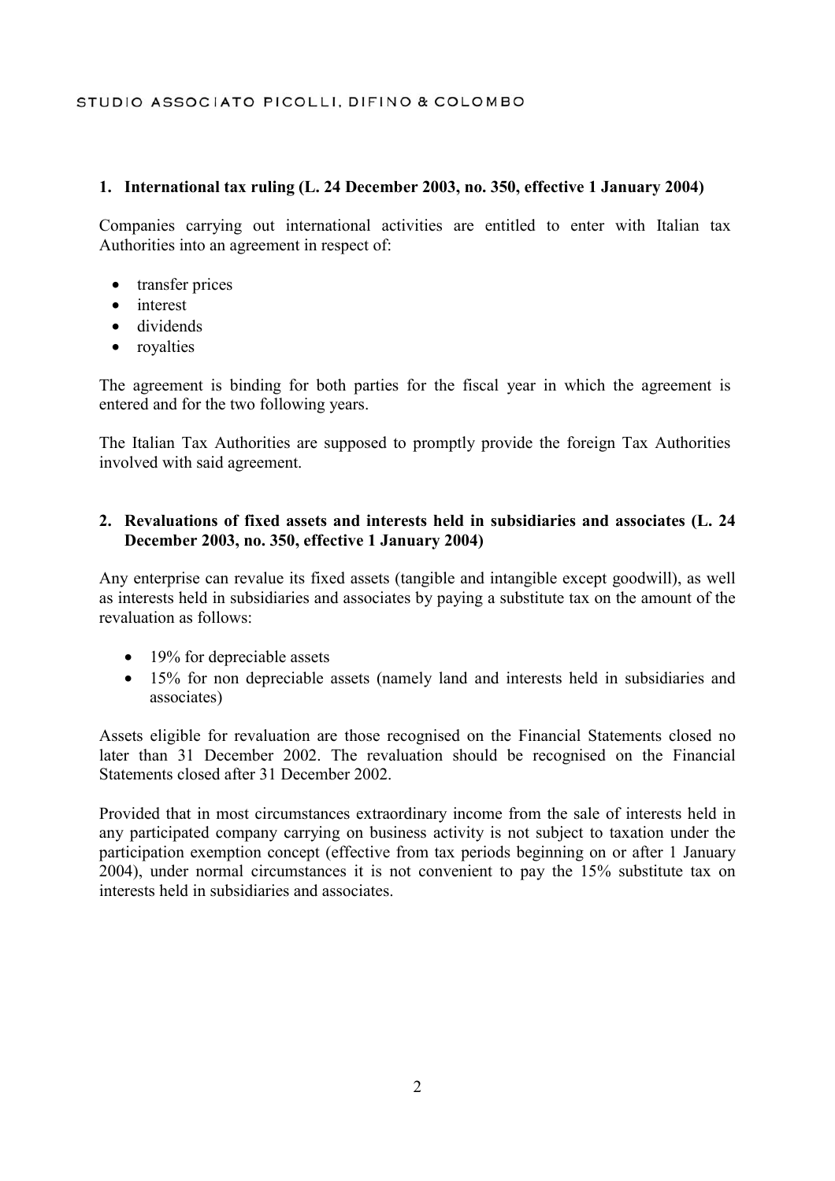## 1. International tax ruling (L. 24 December 2003, no. 350, effective 1 January 2004)

Companies carrying out international activities are entitled to enter with Italian tax Authorities into an agreement in respect of:

- transfer prices
- interest
- dividends
- royalties

The agreement is binding for both parties for the fiscal year in which the agreement is entered and for the two following years.

The Italian Tax Authorities are supposed to promptly provide the foreign Tax Authorities involved with said agreement.

## 2. Revaluations of fixed assets and interests held in subsidiaries and associates (L. 24 December 2003, no. 350, effective 1 January 2004)

Any enterprise can revalue its fixed assets (tangible and intangible except goodwill), as well as interests held in subsidiaries and associates by paying a substitute tax on the amount of the revaluation as follows:

- 19% for depreciable assets
- 15% for non depreciable assets (namely land and interests held in subsidiaries and associates)

Assets eligible for revaluation are those recognised on the Financial Statements closed no later than 31 December 2002. The revaluation should be recognised on the Financial Statements closed after 31 December 2002.

Provided that in most circumstances extraordinary income from the sale of interests held in any participated company carrying on business activity is not subject to taxation under the participation exemption concept (effective from tax periods beginning on or after 1 January 2004), under normal circumstances it is not convenient to pay the 15% substitute tax on interests held in subsidiaries and associates.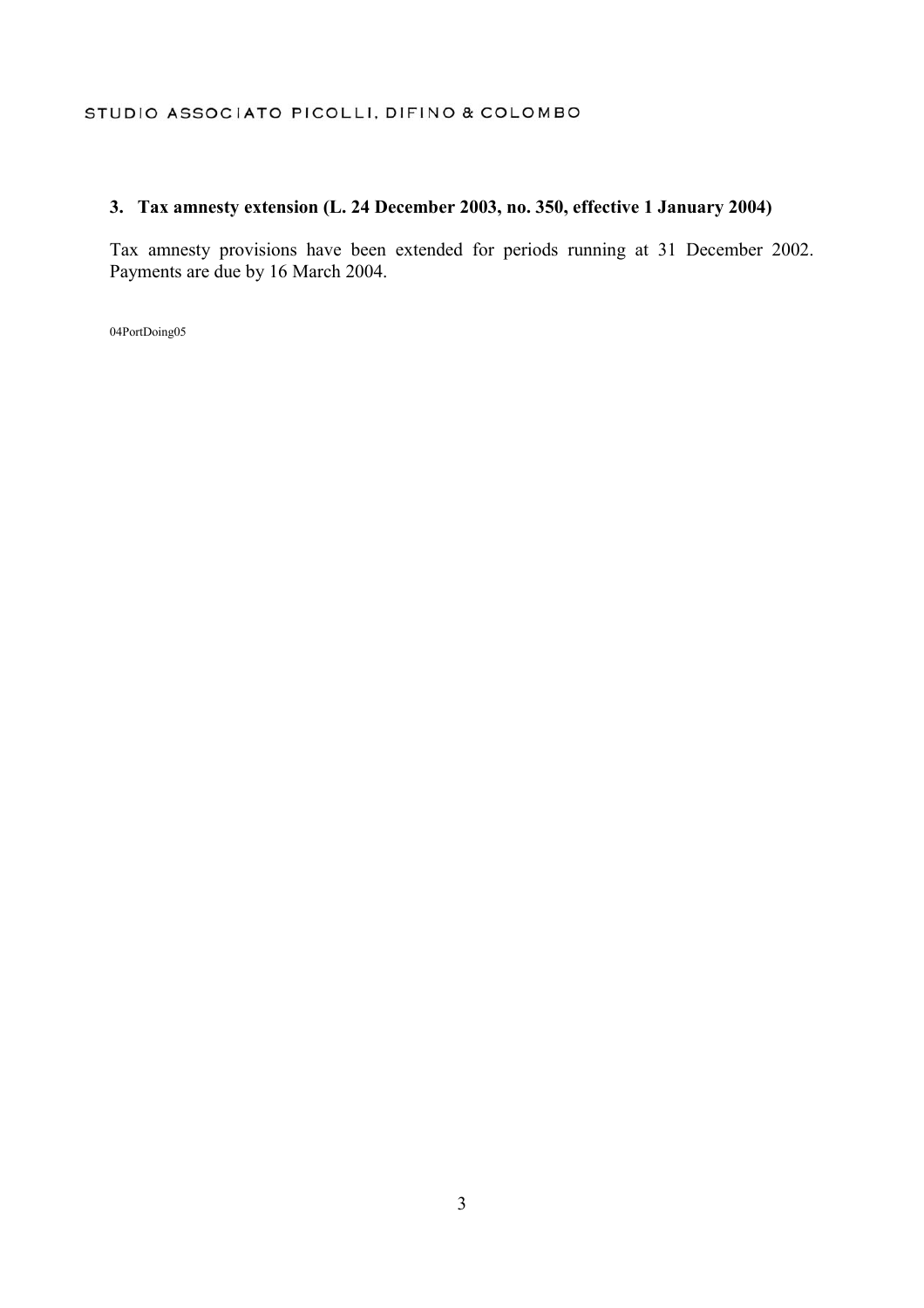### 3. Tax amnesty extension (L. 24 December 2003, no. 350, effective 1 January 2004)

Tax amnesty provisions have been extended for periods running at 31 December 2002. Payments are due by 16 March 2004.

04PortDoing05